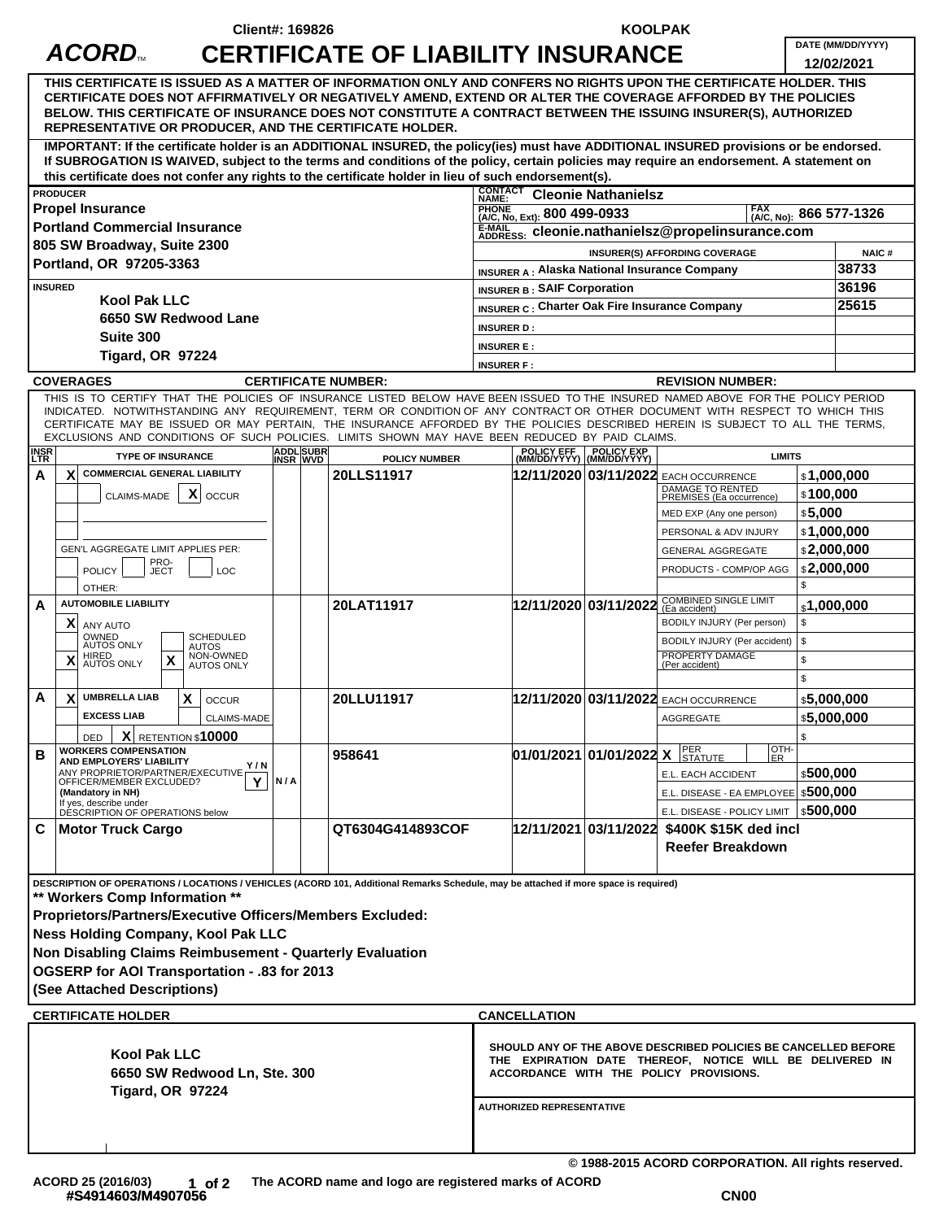Client#: 169826 KOOLPAK

# ACORD CERTIFICATE OF LIABILITY INSURANCE

DATE (MM/DD/YYYY): 12/02/2021

**THIS CERTIFICATE IS ISSUED AS A MATTER OF INFORMATION ONLY AND CONFERS NO RIGHTS UPON THE CERTIFICATE HOLDER. THIS CERTIFICATE DOES NOT AFFIRMATIVELY OR NEGATIVELY AMEND, EXTEND OR ALTER THE COVERAGE AFFORDED BY THE POLICIES BELOW. THIS CERTIFICATE OF INSURANCE DOES NOT CONSTITUTE A CONTRACT BETWEEN THE ISSUING INSURER(S), AUTHORIZED REPRESENTATIVE OR PRODUCER, AND THE CERTIFICATE HOLDER.**

**IMPORTANT: If the certificate holder is an ADDITIONAL INSURED, the policy(ies) must have ADDITIONAL INSURED provisions or be endorsed. If SUBROGATION IS WAIVED, subject to the terms and conditions of the policy, certain policies may require an endorsement. A statement on this certificate does not confer any rights to the certificate holder in lieu of such endorsement(s).**

**PRODUCER**
Propel Insurance
Portland Commercial Insurance
805 SW Broadway, Suite 2300
Portland, OR 97205-3363

CONTACT NAME: Cleonie Nathanielsz
PHONE (A/C, No, Ext): 800 499-0933
FAX (A/C, No): 866 577-1326
E-MAIL ADDRESS: cleonie.nathanielsz@propelinsurance.com

| INSURER(S) AFFORDING COVERAGE | NAIC # |
|---|---|
| INSURER A : Alaska National Insurance Company | 38733 |
| INSURER B : SAIF Corporation | 36196 |
| INSURER C : Charter Oak Fire Insurance Company | 25615 |
| INSURER D : | |
| INSURER E : | |
| INSURER F : | |

**INSURED**
Kool Pak LLC
6650 SW Redwood Lane
Suite 300
Tigard, OR 97224

**COVERAGES** CERTIFICATE NUMBER: REVISION NUMBER:

THIS IS TO CERTIFY THAT THE POLICIES OF INSURANCE LISTED BELOW HAVE BEEN ISSUED TO THE INSURED NAMED ABOVE FOR THE POLICY PERIOD INDICATED. NOTWITHSTANDING ANY REQUIREMENT, TERM OR CONDITION OF ANY CONTRACT OR OTHER DOCUMENT WITH RESPECT TO WHICH THIS CERTIFICATE MAY BE ISSUED OR MAY PERTAIN, THE INSURANCE AFFORDED BY THE POLICIES DESCRIBED HEREIN IS SUBJECT TO ALL THE TERMS, EXCLUSIONS AND CONDITIONS OF SUCH POLICIES. LIMITS SHOWN MAY HAVE BEEN REDUCED BY PAID CLAIMS.

| INSR LTR | TYPE OF INSURANCE | ADDL INSR | SUBR WVD | POLICY NUMBER | POLICY EFF (MM/DD/YYYY) | POLICY EXP (MM/DD/YYYY) | LIMITS | |
|---|---|---|---|---|---|---|---|---|
| A | X COMMERCIAL GENERAL LIABILITY | | | 20LLS11917 | 12/11/2020 | 03/11/2022 | EACH OCCURRENCE | $1,000,000 |
| | CLAIMS-MADE X OCCUR | | | | | | DAMAGE TO RENTED PREMISES (Ea occurrence) | $100,000 |
| | | | | | | | MED EXP (Any one person) | $5,000 |
| | | | | | | | PERSONAL & ADV INJURY | $1,000,000 |
| | GEN'L AGGREGATE LIMIT APPLIES PER: | | | | | | GENERAL AGGREGATE | $2,000,000 |
| | POLICY PRO-JECT LOC | | | | | | PRODUCTS - COMP/OP AGG | $2,000,000 |
| | OTHER: | | | | | | | $ |
| A | AUTOMOBILE LIABILITY | | | 20LAT11917 | 12/11/2020 | 03/11/2022 | COMBINED SINGLE LIMIT (Ea accident) | $1,000,000 |
| | X ANY AUTO | | | | | | BODILY INJURY (Per person) | $ |
| | OWNED AUTOS ONLY / SCHEDULED AUTOS | | | | | | BODILY INJURY (Per accident) | $ |
| | X HIRED AUTOS ONLY / X NON-OWNED AUTOS ONLY | | | | | | PROPERTY DAMAGE (Per accident) | $ |
| | | | | | | | | $ |
| A | X UMBRELLA LIAB X OCCUR | | | 20LLU11917 | 12/11/2020 | 03/11/2022 | EACH OCCURRENCE | $5,000,000 |
| | EXCESS LIAB CLAIMS-MADE | | | | | | AGGREGATE | $5,000,000 |
| | DED X RETENTION $10000 | | | | | | | $ |
| B | WORKERS COMPENSATION AND EMPLOYERS' LIABILITY Y/N ANY PROPRIETOR/PARTNER/EXECUTIVE OFFICER/MEMBER EXCLUDED? (Mandatory in NH) Y If yes, describe under DESCRIPTION OF OPERATIONS below | N/A | | 958641 | 01/01/2021 | 01/01/2022 | X PER STATUTE / OTH-ER | |
| | | | | | | | E.L. EACH ACCIDENT | $500,000 |
| | | | | | | | E.L. DISEASE - EA EMPLOYEE | $500,000 |
| | | | | | | | E.L. DISEASE - POLICY LIMIT | $500,000 |
| C | Motor Truck Cargo | | | QT6304G414893COF | 12/11/2021 | 03/11/2022 | $400K $15K ded incl Reefer Breakdown | |

**DESCRIPTION OF OPERATIONS / LOCATIONS / VEHICLES (ACORD 101, Additional Remarks Schedule, may be attached if more space is required)**

** Workers Comp Information **
Proprietors/Partners/Executive Officers/Members Excluded:
Ness Holding Company, Kool Pak LLC
Non Disabling Claims Reimbusement - Quarterly Evaluation
OGSERP for AOI Transportation - .83 for 2013
(See Attached Descriptions)

**CERTIFICATE HOLDER**

Kool Pak LLC
6650 SW Redwood Ln, Ste. 300
Tigard, OR 97224

**CANCELLATION**

SHOULD ANY OF THE ABOVE DESCRIBED POLICIES BE CANCELLED BEFORE THE EXPIRATION DATE THEREOF, NOTICE WILL BE DELIVERED IN ACCORDANCE WITH THE POLICY PROVISIONS.

AUTHORIZED REPRESENTATIVE

© 1988-2015 ACORD CORPORATION. All rights reserved.

ACORD 25 (2016/03) The ACORD name and logo are registered marks of ACORD

#S4914603/M4907056 CN00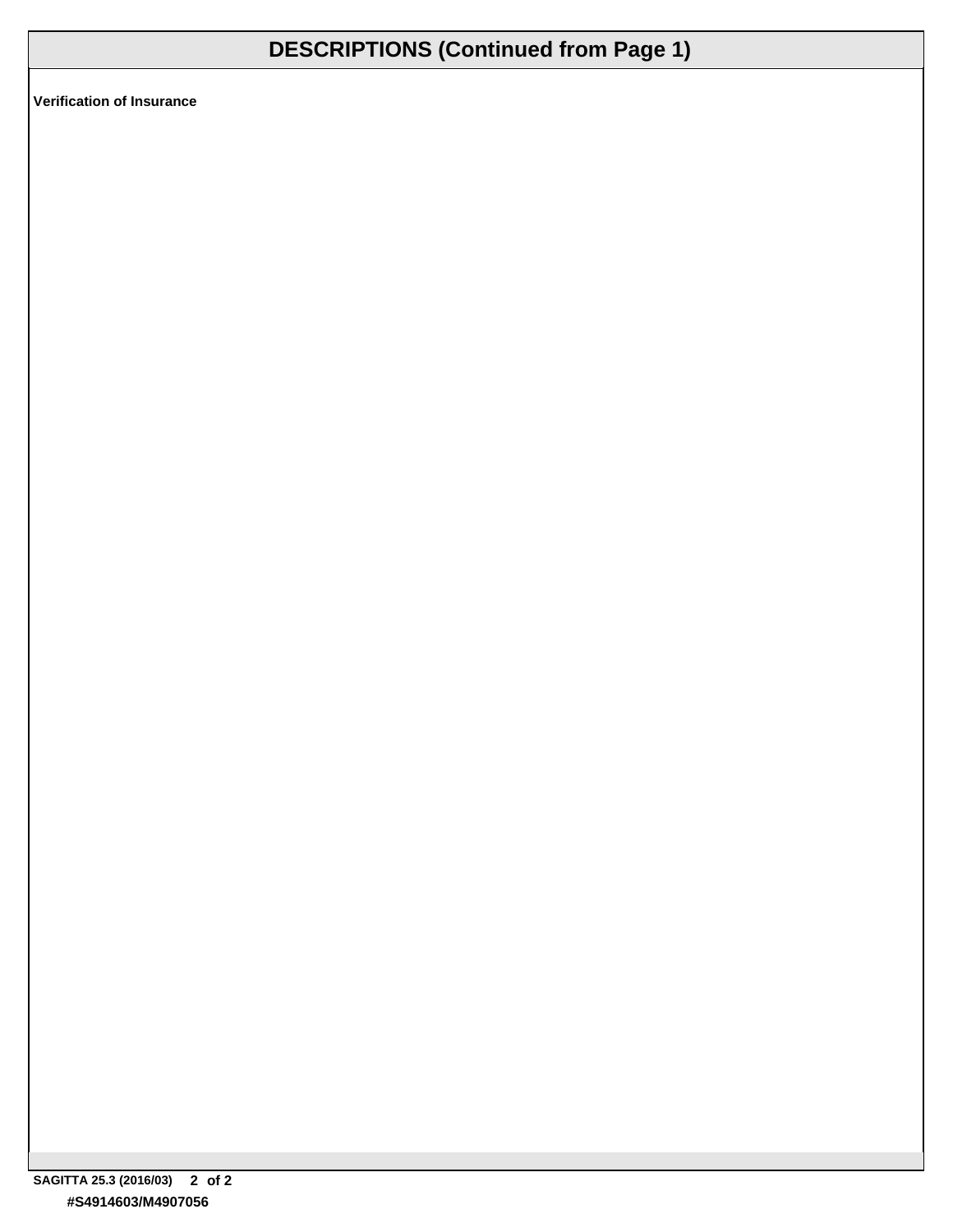# DESCRIPTIONS (Continued from Page 1)

**Verification of Insurance**

SAGITTA 25.3 (2016/03)

#S4914603/M4907056